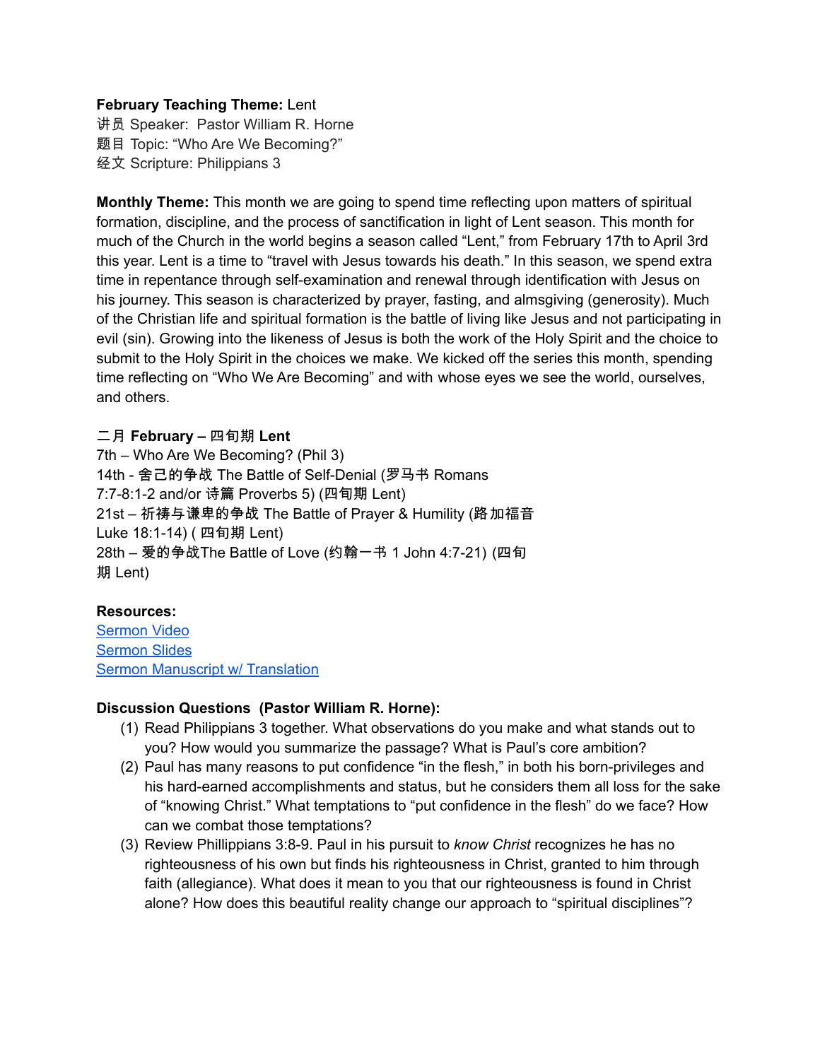**February Teaching Theme:** Lent  
讲员 Speaker: Pastor William R. Horne  
题目 Topic: "Who Are We Becoming?"  
经文 Scripture: Philippians 3

**Monthly Theme:** This month we are going to spend time reflecting upon matters of spiritual formation, discipline, and the process of sanctification in light of Lent season. This month for much of the Church in the world begins a season called "Lent," from February 17th to April 3rd this year. Lent is a time to "travel with Jesus towards his death." In this season, we spend extra time in repentance through self-examination and renewal through identification with Jesus on his journey. This season is characterized by prayer, fasting, and almsgiving (generosity). Much of the Christian life and spiritual formation is the battle of living like Jesus and not participating in evil (sin). Growing into the likeness of Jesus is both the work of the Holy Spirit and the choice to submit to the Holy Spirit in the choices we make. We kicked off the series this month, spending time reflecting on "Who We Are Becoming" and with whose eyes we see the world, ourselves, and others.

**二月 February – 四旬期 Lent**  
7th – Who Are We Becoming? (Phil 3)  
14th - 舍己的争战 The Battle of Self-Denial (罗马书 Romans 7:7-8:1-2 and/or 诗篇 Proverbs 5) (四旬期 Lent)  
21st – 祈祷与谦卑的争战 The Battle of Prayer & Humility (路加福音 Luke 18:1-14) ( 四旬期 Lent)  
28th – 爱的争战The Battle of Love (约翰一书 1 John 4:7-21) (四旬期 Lent)

**Resources:**  
Sermon Video  
Sermon Slides  
Sermon Manuscript w/ Translation

**Discussion Questions (Pastor William R. Horne):**

(1) Read Philippians 3 together. What observations do you make and what stands out to you? How would you summarize the passage? What is Paul's core ambition?

(2) Paul has many reasons to put confidence "in the flesh," in both his born-privileges and his hard-earned accomplishments and status, but he considers them all loss for the sake of "knowing Christ." What temptations to "put confidence in the flesh" do we face? How can we combat those temptations?

(3) Review Phillippians 3:8-9. Paul in his pursuit to *know Christ* recognizes he has no righteousness of his own but finds his righteousness in Christ, granted to him through faith (allegiance). What does it mean to you that our righteousness is found in Christ alone? How does this beautiful reality change our approach to "spiritual disciplines"?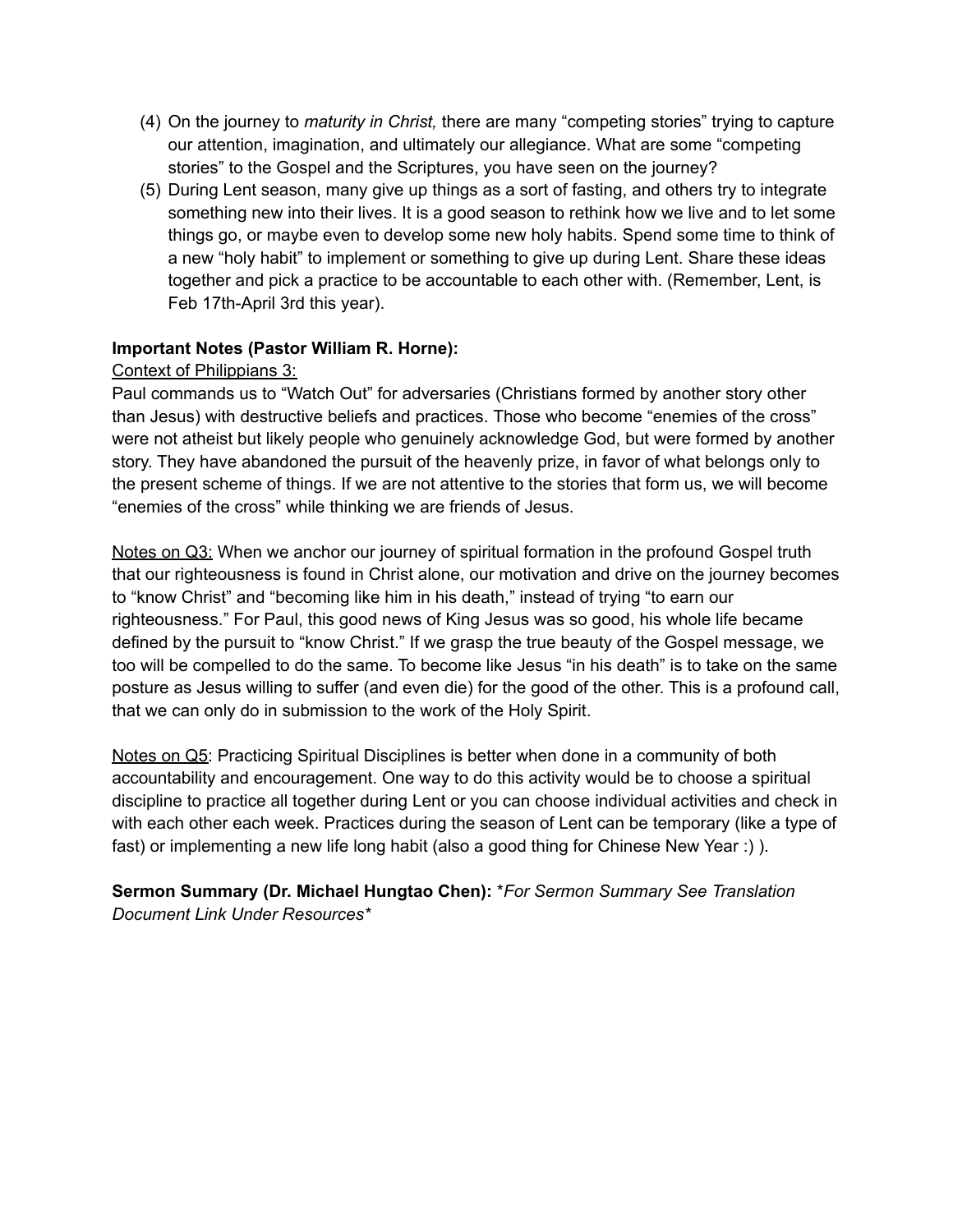(4) On the journey to *maturity in Christ,* there are many "competing stories" trying to capture our attention, imagination, and ultimately our allegiance. What are some "competing stories" to the Gospel and the Scriptures, you have seen on the journey?

(5) During Lent season, many give up things as a sort of fasting, and others try to integrate something new into their lives. It is a good season to rethink how we live and to let some things go, or maybe even to develop some new holy habits. Spend some time to think of a new "holy habit" to implement or something to give up during Lent. Share these ideas together and pick a practice to be accountable to each other with. (Remember, Lent, is Feb 17th-April 3rd this year).

**Important Notes (Pastor William R. Horne):**

<u>Context of Philippians 3:</u>

Paul commands us to "Watch Out" for adversaries (Christians formed by another story other than Jesus) with destructive beliefs and practices. Those who become "enemies of the cross" were not atheist but likely people who genuinely acknowledge God, but were formed by another story. They have abandoned the pursuit of the heavenly prize, in favor of what belongs only to the present scheme of things. If we are not attentive to the stories that form us, we will become "enemies of the cross" while thinking we are friends of Jesus.

<u>Notes on Q3:</u> When we anchor our journey of spiritual formation in the profound Gospel truth that our righteousness is found in Christ alone, our motivation and drive on the journey becomes to "know Christ" and "becoming like him in his death," instead of trying "to earn our righteousness." For Paul, this good news of King Jesus was so good, his whole life became defined by the pursuit to "know Christ." If we grasp the true beauty of the Gospel message, we too will be compelled to do the same. To become like Jesus "in his death" is to take on the same posture as Jesus willing to suffer (and even die) for the good of the other. This is a profound call, that we can only do in submission to the work of the Holy Spirit.

<u>Notes on Q5</u>: Practicing Spiritual Disciplines is better when done in a community of both accountability and encouragement. One way to do this activity would be to choose a spiritual discipline to practice all together during Lent or you can choose individual activities and check in with each other each week. Practices during the season of Lent can be temporary (like a type of fast) or implementing a new life long habit (also a good thing for Chinese New Year :) ).

**Sermon Summary (Dr. Michael Hungtao Chen):** **For Sermon Summary See Translation Document Link Under Resources**